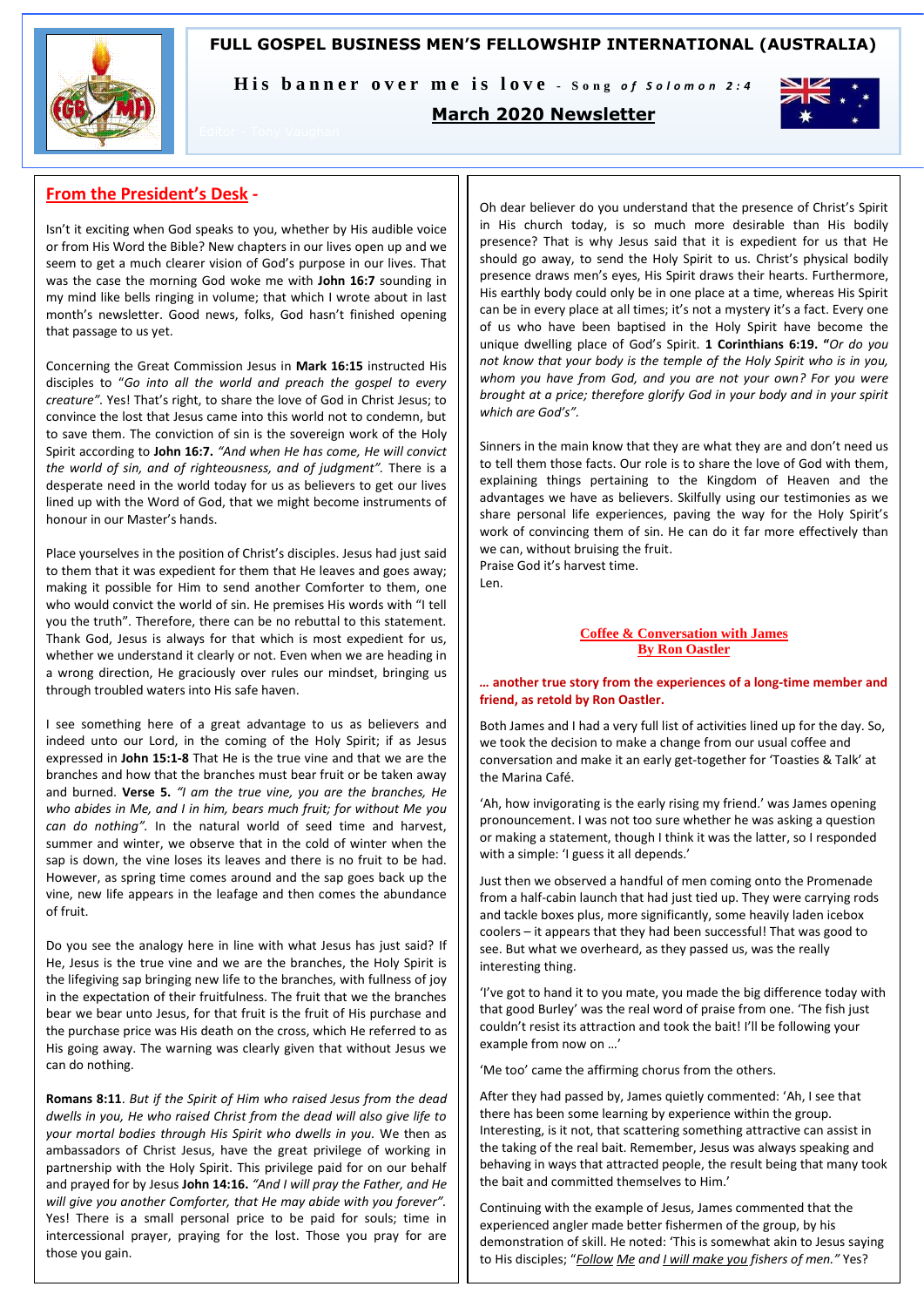# FULL GOSPEL BUSINESS MEN'S FELLOWSHIP INTERNATIONAL (AUSTRALIA)

**His banner over me is love** - *Song of Solomon 2:4*

## March 2020 Newsletter

Editor - Tony Vaughan

## From the President's Desk -

Isn't it exciting when God speaks to you, whether by His audible voice or from His Word the Bible? New chapters in our lives open up and we seem to get a much clearer vision of God's purpose in our lives. That was the case the morning God woke me with **John 16:7** sounding in my mind like bells ringing in volume; that which I wrote about in last month's newsletter. Good news, folks, God hasn't finished opening that passage to us yet.

Concerning the Great Commission Jesus in **Mark 16:15** instructed His disciples to "*Go into all the world and preach the gospel to every creature*". Yes! That's right, to share the love of God in Christ Jesus; to convince the lost that Jesus came into this world not to condemn, but to save them. The conviction of sin is the sovereign work of the Holy Spirit according to **John 16:7.** *"And when He has come, He will convict the world of sin, and of righteousness, and of judgment".* There is a desperate need in the world today for us as believers to get our lives lined up with the Word of God, that we might become instruments of honour in our Master's hands.

Place yourselves in the position of Christ's disciples. Jesus had just said to them that it was expedient for them that He leaves and goes away; making it possible for Him to send another Comforter to them, one who would convict the world of sin. He premises His words with "I tell you the truth". Therefore, there can be no rebuttal to this statement. Thank God, Jesus is always for that which is most expedient for us, whether we understand it clearly or not. Even when we are heading in a wrong direction, He graciously over rules our mindset, bringing us through troubled waters into His safe haven.

I see something here of a great advantage to us as believers and indeed unto our Lord, in the coming of the Holy Spirit; if as Jesus expressed in **John 15:1-8** That He is the true vine and that we are the branches and how that the branches must bear fruit or be taken away and burned. **Verse 5.** *"I am the true vine, you are the branches, He who abides in Me, and I in him, bears much fruit; for without Me you can do nothing".* In the natural world of seed time and harvest, summer and winter, we observe that in the cold of winter when the sap is down, the vine loses its leaves and there is no fruit to be had. However, as spring time comes around and the sap goes back up the vine, new life appears in the leafage and then comes the abundance of fruit.

Do you see the analogy here in line with what Jesus has just said? If He, Jesus is the true vine and we are the branches, the Holy Spirit is the lifegiving sap bringing new life to the branches, with fullness of joy in the expectation of their fruitfulness. The fruit that we the branches bear we bear unto Jesus, for that fruit is the fruit of His purchase and the purchase price was His death on the cross, which He referred to as His going away. The warning was clearly given that without Jesus we can do nothing.

**Romans 8:11**. *But if the Spirit of Him who raised Jesus from the dead dwells in you, He who raised Christ from the dead will also give life to your mortal bodies through His Spirit who dwells in you.* We then as ambassadors of Christ Jesus, have the great privilege of working in partnership with the Holy Spirit. This privilege paid for on our behalf and prayed for by Jesus **John 14:16.** *"And I will pray the Father, and He will give you another Comforter, that He may abide with you forever".* Yes! There is a small personal price to be paid for souls; time in intercessional prayer, praying for the lost. Those you pray for are those you gain.

Oh dear believer do you understand that the presence of Christ's Spirit in His church today, is so much more desirable than His bodily presence? That is why Jesus said that it is expedient for us that He should go away, to send the Holy Spirit to us. Christ's physical bodily presence draws men's eyes, His Spirit draws their hearts. Furthermore, His earthly body could only be in one place at a time, whereas His Spirit can be in every place at all times; it's not a mystery it's a fact. Every one of us who have been baptised in the Holy Spirit have become the unique dwelling place of God's Spirit. **1 Corinthians 6:19. "***Or do you not know that your body is the temple of the Holy Spirit who is in you, whom you have from God, and you are not your own? For you were brought at a price; therefore glorify God in your body and in your spirit which are God's".*

Sinners in the main know that they are what they are and don't need us to tell them those facts. Our role is to share the love of God with them, explaining things pertaining to the Kingdom of Heaven and the advantages we have as believers. Skilfully using our testimonies as we share personal life experiences, paving the way for the Holy Spirit's work of convincing them of sin. He can do it far more effectively than we can, without bruising the fruit.
Praise God it's harvest time.
Len.

## Coffee & Conversation with James
### By Ron Oastler

**… another true story from the experiences of a long-time member and friend, as retold by Ron Oastler.**

Both James and I had a very full list of activities lined up for the day. So, we took the decision to make a change from our usual coffee and conversation and make it an early get-together for 'Toasties & Talk' at the Marina Café.

'Ah, how invigorating is the early rising my friend.' was James opening pronouncement. I was not too sure whether he was asking a question or making a statement, though I think it was the latter, so I responded with a simple: 'I guess it all depends.'

Just then we observed a handful of men coming onto the Promenade from a half-cabin launch that had just tied up. They were carrying rods and tackle boxes plus, more significantly, some heavily laden icebox coolers – it appears that they had been successful! That was good to see. But what we overheard, as they passed us, was the really interesting thing.

'I've got to hand it to you mate, you made the big difference today with that good Burley' was the real word of praise from one. 'The fish just couldn't resist its attraction and took the bait! I'll be following your example from now on …'

'Me too' came the affirming chorus from the others.

After they had passed by, James quietly commented: 'Ah, I see that there has been some learning by experience within the group. Interesting, is it not, that scattering something attractive can assist in the taking of the real bait. Remember, Jesus was always speaking and behaving in ways that attracted people, the result being that many took the bait and committed themselves to Him.'

Continuing with the example of Jesus, James commented that the experienced angler made better fishermen of the group, by his demonstration of skill. He noted: 'This is somewhat akin to Jesus saying to His disciples; "*Follow Me and I will make you fishers of men."* Yes?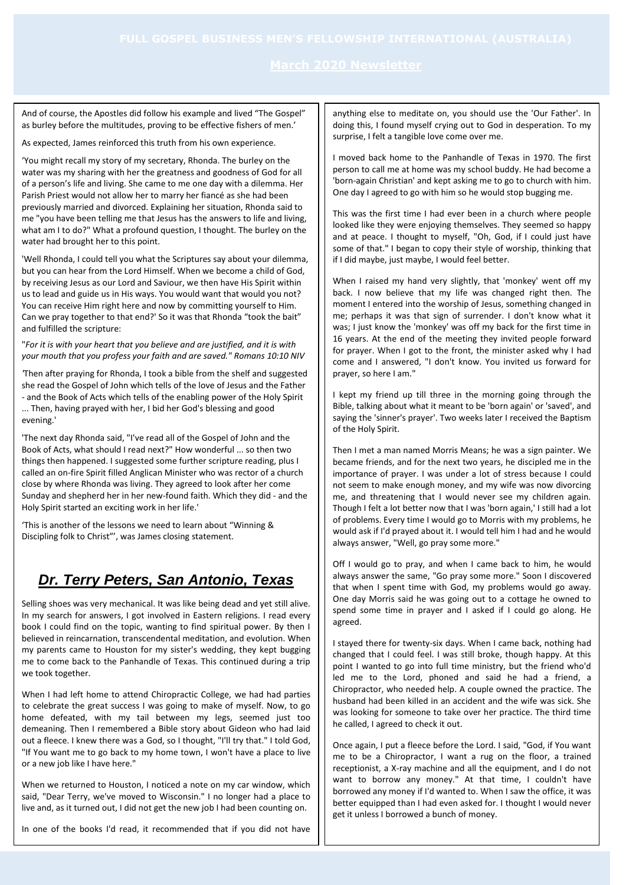And of course, the Apostles did follow his example and lived "The Gospel" as burley before the multitudes, proving to be effective fishers of men.'

As expected, James reinforced this truth from his own experience.

'You might recall my story of my secretary, Rhonda. The burley on the water was my sharing with her the greatness and goodness of God for all of a person's life and living. She came to me one day with a dilemma. Her Parish Priest would not allow her to marry her fiancé as she had been previously married and divorced. Explaining her situation, Rhonda said to me "you have been telling me that Jesus has the answers to life and living, what am I to do?" What a profound question, I thought. The burley on the water had brought her to this point.

'Well Rhonda, I could tell you what the Scriptures say about your dilemma, but you can hear from the Lord Himself. When we become a child of God, by receiving Jesus as our Lord and Saviour, we then have His Spirit within us to lead and guide us in His ways. You would want that would you not? You can receive Him right here and now by committing yourself to Him. Can we pray together to that end?' So it was that Rhonda "took the bait" and fulfilled the scripture:

"*For it is with your heart that you believe and are justified, and it is with your mouth that you profess your faith and are saved." Romans 10:10 NIV*

'Then after praying for Rhonda, I took a bible from the shelf and suggested she read the Gospel of John which tells of the love of Jesus and the Father - and the Book of Acts which tells of the enabling power of the Holy Spirit ... Then, having prayed with her, I bid her God's blessing and good evening.'

'The next day Rhonda said, "I've read all of the Gospel of John and the Book of Acts, what should I read next?" How wonderful ... so then two things then happened. I suggested some further scripture reading, plus I called an on-fire Spirit filled Anglican Minister who was rector of a church close by where Rhonda was living. They agreed to look after her come Sunday and shepherd her in her new-found faith. Which they did - and the Holy Spirit started an exciting work in her life.'

'This is another of the lessons we need to learn about "Winning & Discipling folk to Christ"', was James closing statement.

## *Dr. Terry Peters, San Antonio, Texas*

Selling shoes was very mechanical. It was like being dead and yet still alive. In my search for answers, I got involved in Eastern religions. I read every book I could find on the topic, wanting to find spiritual power. By then I believed in reincarnation, transcendental meditation, and evolution. When my parents came to Houston for my sister's wedding, they kept bugging me to come back to the Panhandle of Texas. This continued during a trip we took together.

When I had left home to attend Chiropractic College, we had had parties to celebrate the great success I was going to make of myself. Now, to go home defeated, with my tail between my legs, seemed just too demeaning. Then I remembered a Bible story about Gideon who had laid out a fleece. I knew there was a God, so I thought, "I'll try that." I told God, "If You want me to go back to my home town, I won't have a place to live or a new job like I have here."

When we returned to Houston, I noticed a note on my car window, which said, "Dear Terry, we've moved to Wisconsin." I no longer had a place to live and, as it turned out, I did not get the new job I had been counting on.

In one of the books I'd read, it recommended that if you did not have anything else to meditate on, you should use the 'Our Father'. In doing this, I found myself crying out to God in desperation. To my surprise, I felt a tangible love come over me.

I moved back home to the Panhandle of Texas in 1970. The first person to call me at home was my school buddy. He had become a 'born-again Christian' and kept asking me to go to church with him. One day I agreed to go with him so he would stop bugging me.

This was the first time I had ever been in a church where people looked like they were enjoying themselves. They seemed so happy and at peace. I thought to myself, "Oh, God, if I could just have some of that." I began to copy their style of worship, thinking that if I did maybe, just maybe, I would feel better.

When I raised my hand very slightly, that 'monkey' went off my back. I now believe that my life was changed right then. The moment I entered into the worship of Jesus, something changed in me; perhaps it was that sign of surrender. I don't know what it was; I just know the 'monkey' was off my back for the first time in 16 years. At the end of the meeting they invited people forward for prayer. When I got to the front, the minister asked why I had come and I answered, "I don't know. You invited us forward for prayer, so here I am."

I kept my friend up till three in the morning going through the Bible, talking about what it meant to be 'born again' or 'saved', and saying the 'sinner's prayer'. Two weeks later I received the Baptism of the Holy Spirit.

Then I met a man named Morris Means; he was a sign painter. We became friends, and for the next two years, he discipled me in the importance of prayer. I was under a lot of stress because I could not seem to make enough money, and my wife was now divorcing me, and threatening that I would never see my children again. Though I felt a lot better now that I was 'born again,' I still had a lot of problems. Every time I would go to Morris with my problems, he would ask if I'd prayed about it. I would tell him I had and he would always answer, "Well, go pray some more."

Off I would go to pray, and when I came back to him, he would always answer the same, "Go pray some more." Soon I discovered that when I spent time with God, my problems would go away. One day Morris said he was going out to a cottage he owned to spend some time in prayer and I asked if I could go along. He agreed.

I stayed there for twenty-six days. When I came back, nothing had changed that I could feel. I was still broke, though happy. At this point I wanted to go into full time ministry, but the friend who'd led me to the Lord, phoned and said he had a friend, a Chiropractor, who needed help. A couple owned the practice. The husband had been killed in an accident and the wife was sick. She was looking for someone to take over her practice. The third time he called, I agreed to check it out.

Once again, I put a fleece before the Lord. I said, "God, if You want me to be a Chiropractor, I want a rug on the floor, a trained receptionist, a X-ray machine and all the equipment, and I do not want to borrow any money." At that time, I couldn't have borrowed any money if I'd wanted to. When I saw the office, it was better equipped than I had even asked for. I thought I would never get it unless I borrowed a bunch of money.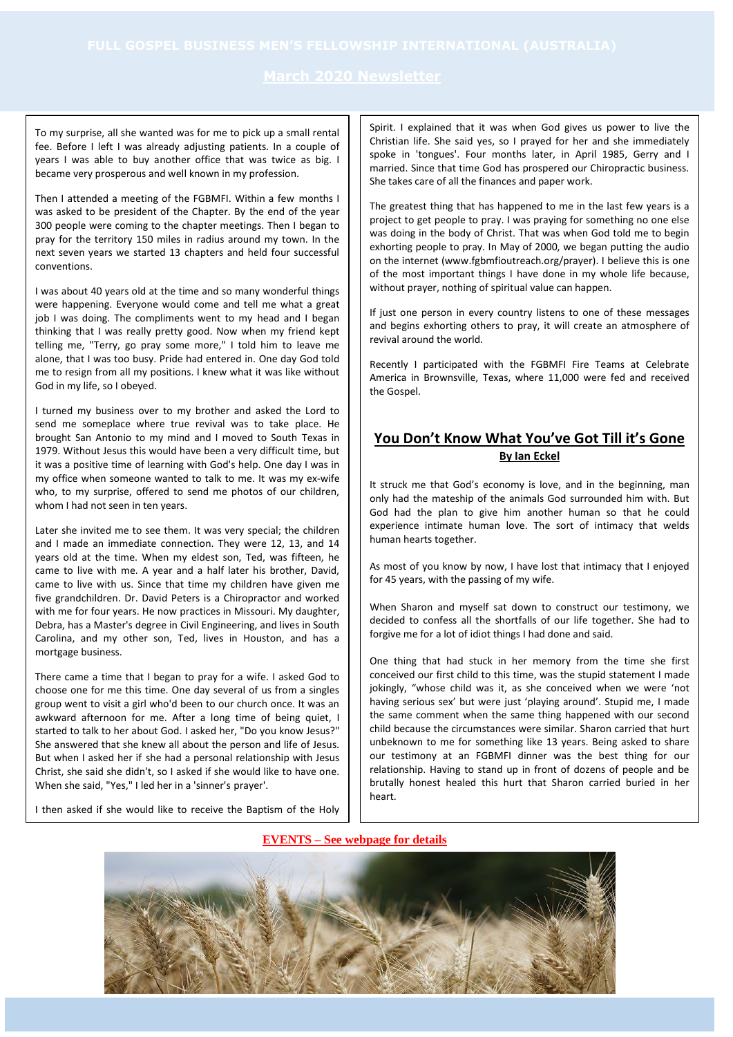To my surprise, all she wanted was for me to pick up a small rental fee. Before I left I was already adjusting patients. In a couple of years I was able to buy another office that was twice as big. I became very prosperous and well known in my profession.

Then I attended a meeting of the FGBMFI. Within a few months I was asked to be president of the Chapter. By the end of the year 300 people were coming to the chapter meetings. Then I began to pray for the territory 150 miles in radius around my town. In the next seven years we started 13 chapters and held four successful conventions.

I was about 40 years old at the time and so many wonderful things were happening. Everyone would come and tell me what a great job I was doing. The compliments went to my head and I began thinking that I was really pretty good. Now when my friend kept telling me, "Terry, go pray some more," I told him to leave me alone, that I was too busy. Pride had entered in. One day God told me to resign from all my positions. I knew what it was like without God in my life, so I obeyed.

I turned my business over to my brother and asked the Lord to send me someplace where true revival was to take place. He brought San Antonio to my mind and I moved to South Texas in 1979. Without Jesus this would have been a very difficult time, but it was a positive time of learning with God's help. One day I was in my office when someone wanted to talk to me. It was my ex-wife who, to my surprise, offered to send me photos of our children, whom I had not seen in ten years.

Later she invited me to see them. It was very special; the children and I made an immediate connection. They were 12, 13, and 14 years old at the time. When my eldest son, Ted, was fifteen, he came to live with me. A year and a half later his brother, David, came to live with us. Since that time my children have given me five grandchildren. Dr. David Peters is a Chiropractor and worked with me for four years. He now practices in Missouri. My daughter, Debra, has a Master's degree in Civil Engineering, and lives in South Carolina, and my other son, Ted, lives in Houston, and has a mortgage business.

There came a time that I began to pray for a wife. I asked God to choose one for me this time. One day several of us from a singles group went to visit a girl who'd been to our church once. It was an awkward afternoon for me. After a long time of being quiet, I started to talk to her about God. I asked her, "Do you know Jesus?" She answered that she knew all about the person and life of Jesus. But when I asked her if she had a personal relationship with Jesus Christ, she said she didn't, so I asked if she would like to have one. When she said, "Yes," I led her in a 'sinner's prayer'.

I then asked if she would like to receive the Baptism of the Holy Spirit. I explained that it was when God gives us power to live the Christian life. She said yes, so I prayed for her and she immediately spoke in 'tongues'. Four months later, in April 1985, Gerry and I married. Since that time God has prospered our Chiropractic business. She takes care of all the finances and paper work.

The greatest thing that has happened to me in the last few years is a project to get people to pray. I was praying for something no one else was doing in the body of Christ. That was when God told me to begin exhorting people to pray. In May of 2000, we began putting the audio on the internet (www.fgbmfioutreach.org/prayer). I believe this is one of the most important things I have done in my whole life because, without prayer, nothing of spiritual value can happen.

If just one person in every country listens to one of these messages and begins exhorting others to pray, it will create an atmosphere of revival around the world.

Recently I participated with the FGBMFI Fire Teams at Celebrate America in Brownsville, Texas, where 11,000 were fed and received the Gospel.

## You Don't Know What You've Got Till it's Gone

**By Ian Eckel**

It struck me that God's economy is love, and in the beginning, man only had the mateship of the animals God surrounded him with. But God had the plan to give him another human so that he could experience intimate human love. The sort of intimacy that welds human hearts together.

As most of you know by now, I have lost that intimacy that I enjoyed for 45 years, with the passing of my wife.

When Sharon and myself sat down to construct our testimony, we decided to confess all the shortfalls of our life together. She had to forgive me for a lot of idiot things I had done and said.

One thing that had stuck in her memory from the time she first conceived our first child to this time, was the stupid statement I made jokingly, "whose child was it, as she conceived when we were 'not having serious sex' but were just 'playing around'. Stupid me, I made the same comment when the same thing happened with our second child because the circumstances were similar. Sharon carried that hurt unbeknown to me for something like 13 years. Being asked to share our testimony at an FGBMFI dinner was the best thing for our relationship. Having to stand up in front of dozens of people and be brutally honest healed this hurt that Sharon carried buried in her heart.

**EVENTS – See webpage for details**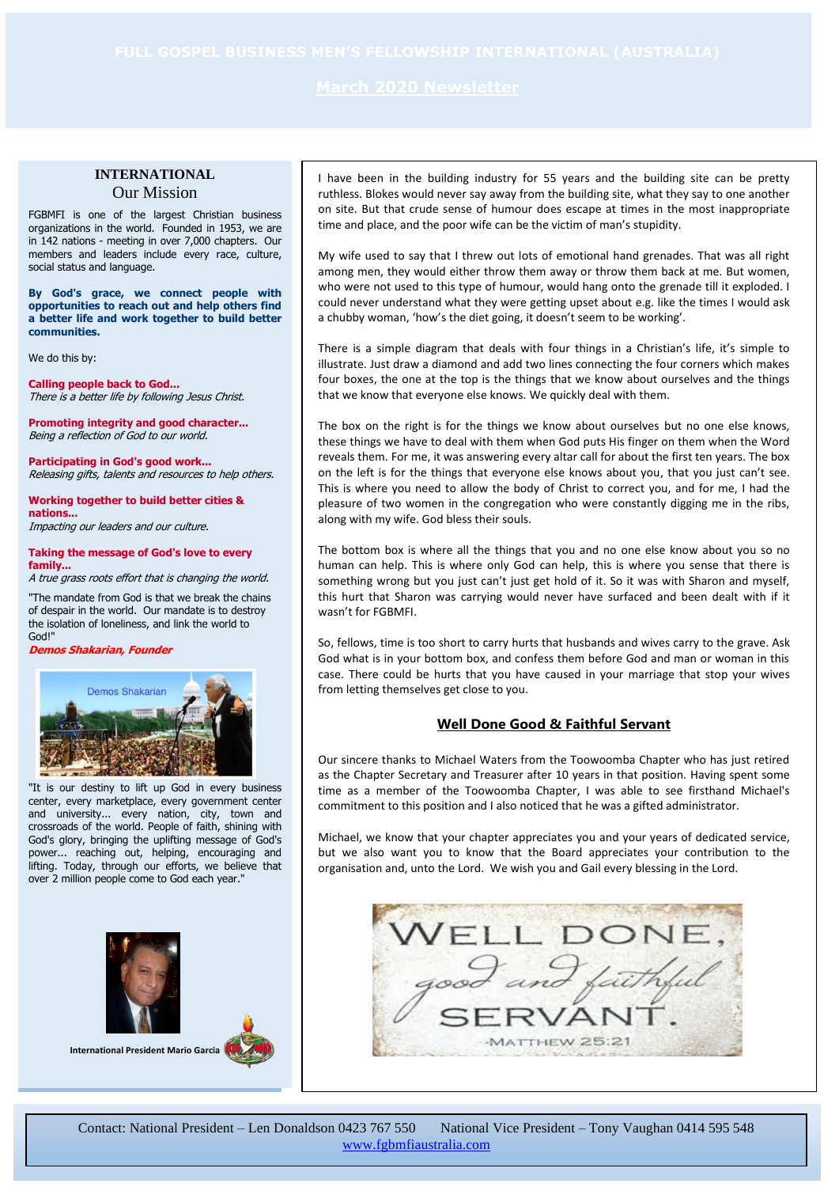# FULL GOSPEL BUSINESS MEN'S FELLOWSHIP INTERNATIONAL (AUSTRALIA)

## March 2020 Newsletter

### INTERNATIONAL

### Our Mission

FGBMFI is one of the largest Christian business organizations in the world. Founded in 1953, we are in 142 nations - meeting in over 7,000 chapters. Our members and leaders include every race, culture, social status and language.

**By God's grace, we connect people with opportunities to reach out and help others find a better life and work together to build better communities.**

We do this by:

**Calling people back to God...**
*There is a better life by following Jesus Christ.*

**Promoting integrity and good character...**
*Being a reflection of God to our world.*

**Participating in God's good work...**
*Releasing gifts, talents and resources to help others.*

**Working together to build better cities & nations...**
*Impacting our leaders and our culture.*

**Taking the message of God's love to every family...**
*A true grass roots effort that is changing the world.*

"The mandate from God is that we break the chains of despair in the world. Our mandate is to destroy the isolation of loneliness, and link the world to God!"
***Demos Shakarian, Founder***

Demos Shakarian

"It is our destiny to lift up God in every business center, every marketplace, every government center and university... every nation, city, town and crossroads of the world. People of faith, shining with God's glory, bringing the uplifting message of God's power... reaching out, helping, encouraging and lifting. Today, through our efforts, we believe that over 2 million people come to God each year."

**International President Mario Garcia**

---

I have been in the building industry for 55 years and the building site can be pretty ruthless. Blokes would never say away from the building site, what they say to one another on site. But that crude sense of humour does escape at times in the most inappropriate time and place, and the poor wife can be the victim of man's stupidity.

My wife used to say that I threw out lots of emotional hand grenades. That was all right among men, they would either throw them away or throw them back at me. But women, who were not used to this type of humour, would hang onto the grenade till it exploded. I could never understand what they were getting upset about e.g. like the times I would ask a chubby woman, 'how's the diet going, it doesn't seem to be working'.

There is a simple diagram that deals with four things in a Christian's life, it's simple to illustrate. Just draw a diamond and add two lines connecting the four corners which makes four boxes, the one at the top is the things that we know about ourselves and the things that we know that everyone else knows. We quickly deal with them.

The box on the right is for the things we know about ourselves but no one else knows, these things we have to deal with them when God puts His finger on them when the Word reveals them. For me, it was answering every altar call for about the first ten years. The box on the left is for the things that everyone else knows about you, that you just can't see. This is where you need to allow the body of Christ to correct you, and for me, I had the pleasure of two women in the congregation who were constantly digging me in the ribs, along with my wife. God bless their souls.

The bottom box is where all the things that you and no one else know about you so no human can help. This is where only God can help, this is where you sense that there is something wrong but you just can't just get hold of it. So it was with Sharon and myself, this hurt that Sharon was carrying would never have surfaced and been dealt with if it wasn't for FGBMFI.

So, fellows, time is too short to carry hurts that husbands and wives carry to the grave. Ask God what is in your bottom box, and confess them before God and man or woman in this case. There could be hurts that you have caused in your marriage that stop your wives from letting themselves get close to you.

## Well Done Good & Faithful Servant

Our sincere thanks to Michael Waters from the Toowoomba Chapter who has just retired as the Chapter Secretary and Treasurer after 10 years in that position. Having spent some time as a member of the Toowoomba Chapter, I was able to see firsthand Michael's commitment to this position and I also noticed that he was a gifted administrator.

Michael, we know that your chapter appreciates you and your years of dedicated service, but we also want you to know that the Board appreciates your contribution to the organisation and, unto the Lord. We wish you and Gail every blessing in the Lord.

WELL DONE, good and faithful SERVANT. -MATTHEW 25:21

---

Contact: National President – Len Donaldson 0423 767 550 National Vice President – Tony Vaughan 0414 595 548
www.fgbmfiaustralia.com